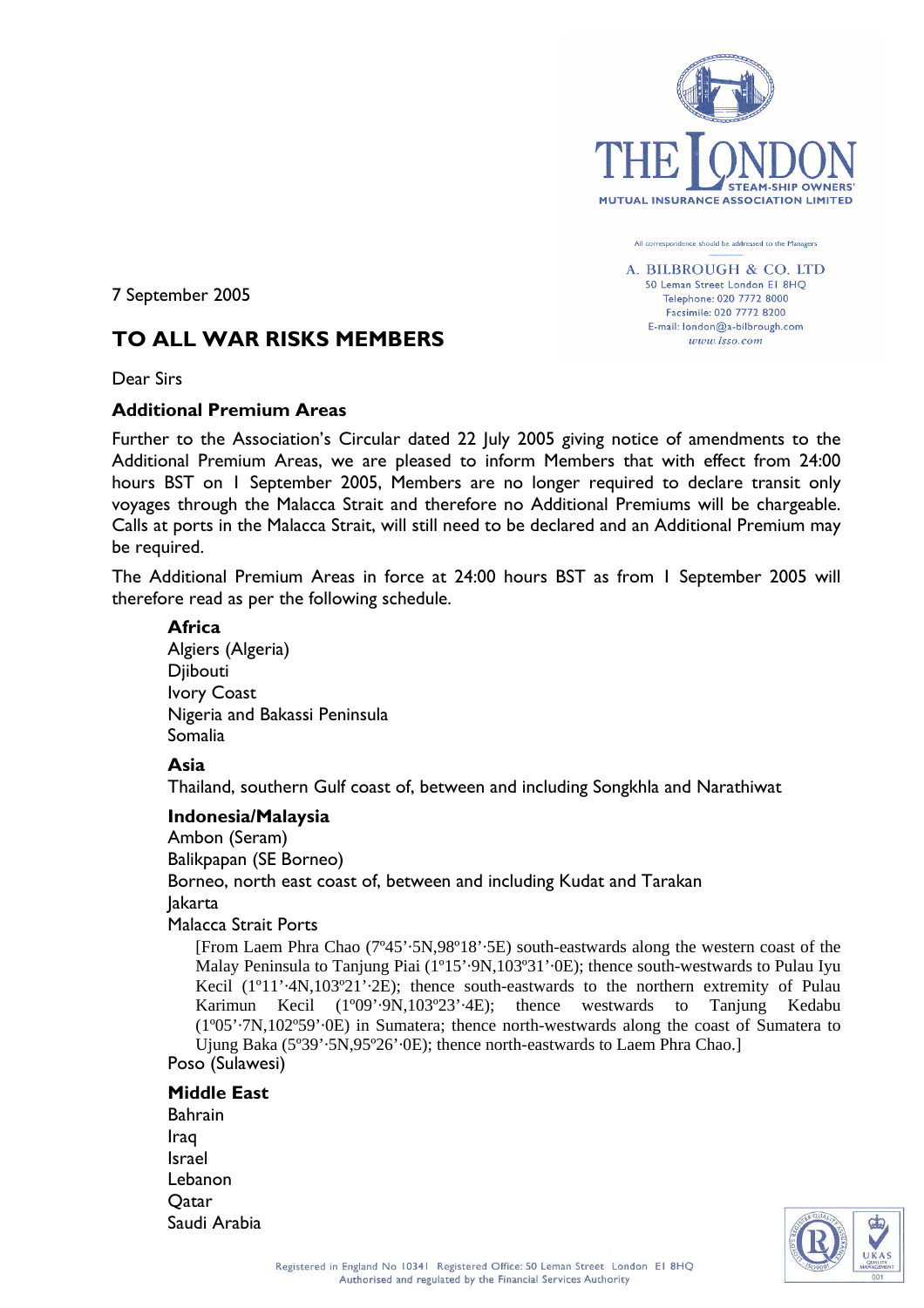THE LONDON STEAM-SHIP OWNERS' MUTUAL INSURANCE ASSOCIATION LIMITED

All correspondence should be addressed to the Managers

A. BILBROUGH & CO. LTD
50 Leman Street London E1 8HQ
Telephone: 020 7772 8000
Facsimile: 020 7772 8200
E-mail: london@a-bilbrough.com
www.lsso.com

7 September 2005

## TO ALL WAR RISKS MEMBERS

Dear Sirs

### Additional Premium Areas

Further to the Association's Circular dated 22 July 2005 giving notice of amendments to the Additional Premium Areas, we are pleased to inform Members that with effect from 24:00 hours BST on 1 September 2005, Members are no longer required to declare transit only voyages through the Malacca Strait and therefore no Additional Premiums will be chargeable. Calls at ports in the Malacca Strait, will still need to be declared and an Additional Premium may be required.

The Additional Premium Areas in force at 24:00 hours BST as from 1 September 2005 will therefore read as per the following schedule.

**Africa**
Algiers (Algeria)
Djibouti
Ivory Coast
Nigeria and Bakassi Peninsula
Somalia

**Asia**
Thailand, southern Gulf coast of, between and including Songkhla and Narathiwat

**Indonesia/Malaysia**
Ambon (Seram)
Balikpapan (SE Borneo)
Borneo, north east coast of, between and including Kudat and Tarakan
Jakarta
Malacca Strait Ports

[From Laem Phra Chao (7º45'·5N,98º18'·5E) south-eastwards along the western coast of the Malay Peninsula to Tanjung Piai (1º15'·9N,103º31'·0E); thence south-westwards to Pulau Iyu Kecil (1º11'·4N,103º21'·2E); thence south-eastwards to the northern extremity of Pulau Karimun Kecil (1º09'·9N,103º23'·4E); thence westwards to Tanjung Kedabu (1º05'·7N,102º59'·0E) in Sumatera; thence north-westwards along the coast of Sumatera to Ujung Baka (5º39'·5N,95º26'·0E); thence north-eastwards to Laem Phra Chao.]

Poso (Sulawesi)

**Middle East**
Bahrain
Iraq
Israel
Lebanon
Qatar
Saudi Arabia

Registered in England No 10341 Registered Office: 50 Leman Street London E1 8HQ
Authorised and regulated by the Financial Services Authority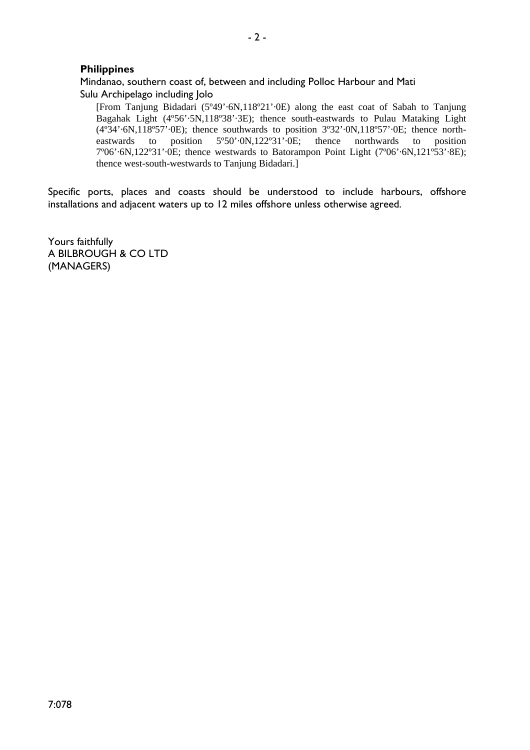**Philippines**

Mindanao, southern coast of, between and including Polloc Harbour and Mati
Sulu Archipelago including Jolo

[From Tanjung Bidadari (5º49’·6N,118º21’·0E) along the east coat of Sabah to Tanjung Bagahak Light (4º56’·5N,118º38’·3E); thence south-eastwards to Pulau Mataking Light (4º34’·6N,118º57’·0E); thence southwards to position 3º32’·0N,118º57’·0E; thence north-eastwards to position 5º50’·0N,122º31’·0E; thence northwards to position 7º06’·6N,122º31’·0E; thence westwards to Batorampon Point Light (7º06’·6N,121º53’·8E); thence west-south-westwards to Tanjung Bidadari.]

Specific ports, places and coasts should be understood to include harbours, offshore installations and adjacent waters up to 12 miles offshore unless otherwise agreed.

Yours faithfully
A BILBROUGH & CO LTD
(MANAGERS)

7:078